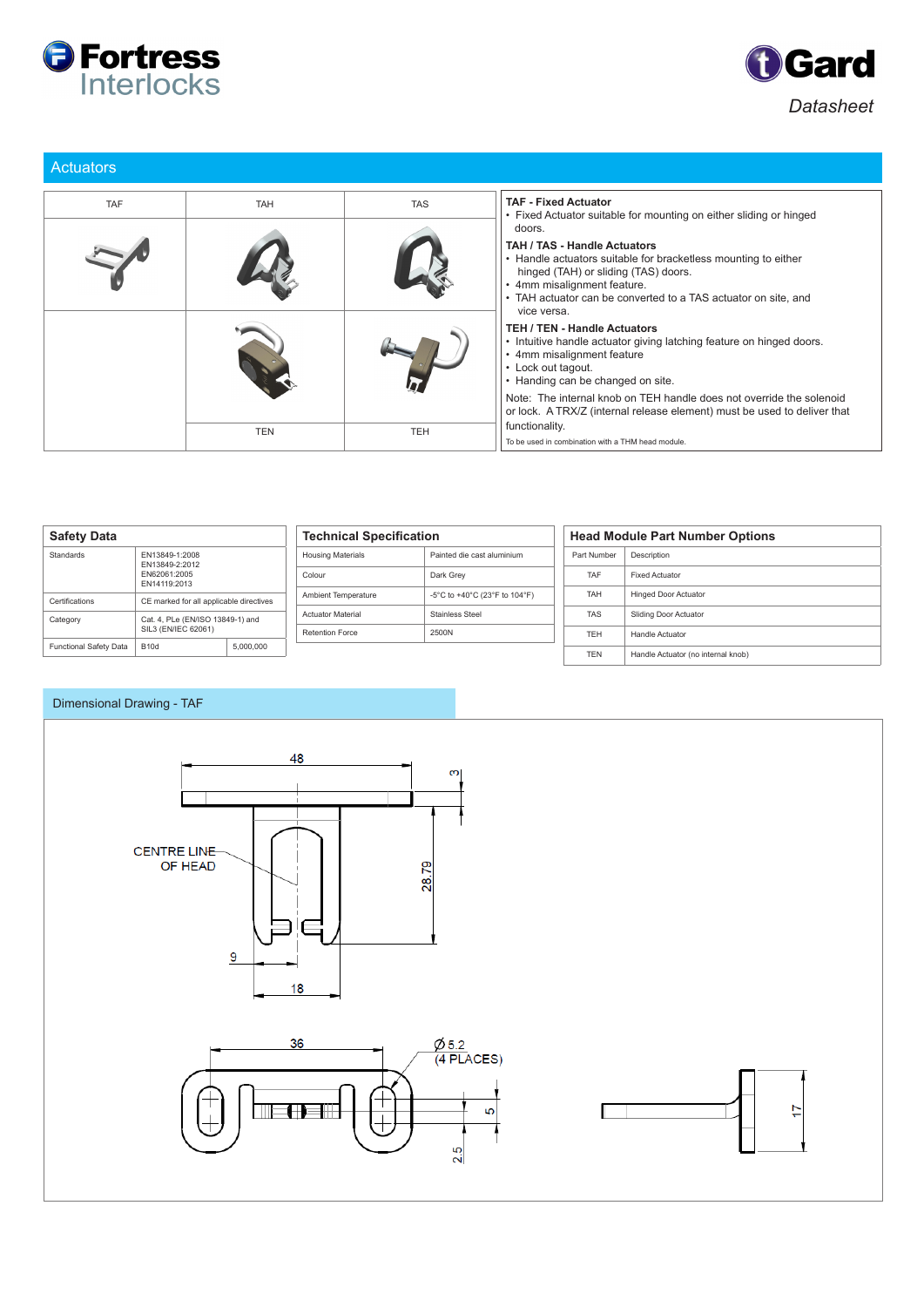Fortress Interlocks

tGard

*Datasheet*

## Actuators

| TAF | TAH | TAS |
|---|---|---|
| | | |
| | TEN | TEH |

**TAF - Fixed Actuator**

- Fixed Actuator suitable for mounting on either sliding or hinged doors.

**TAH / TAS - Handle Actuators**

- Handle actuators suitable for bracketless mounting to either hinged (TAH) or sliding (TAS) doors.
- 4mm misalignment feature.
- TAH actuator can be converted to a TAS actuator on site, and vice versa.

**TEH / TEN - Handle Actuators**

- Intuitive handle actuator giving latching feature on hinged doors.
- 4mm misalignment feature
- Lock out tagout.
- Handing can be changed on site.

Note: The internal knob on TEH handle does not override the solenoid or lock. A TRX/Z (internal release element) must be used to deliver that functionality.

To be used in combination with a THM head module.

### Safety Data

| Safety Data | | |
|---|---|---|
| Standards | EN13849-1:2008<br>EN13849-2:2012<br>EN62061:2005<br>EN14119:2013 | |
| Certifications | CE marked for all applicable directives | |
| Category | Cat. 4, PLe (EN/ISO 13849-1) and SIL3 (EN/IEC 62061) | |
| Functional Safety Data | B10d | 5,000,000 |

### Technical Specification

| Technical Specification | |
|---|---|
| Housing Materials | Painted die cast aluminium |
| Colour | Dark Grey |
| Ambient Temperature | -5°C to +40°C (23°F to 104°F) |
| Actuator Material | Stainless Steel |
| Retention Force | 2500N |

### Head Module Part Number Options

| Part Number | Description |
|---|---|
| TAF | Fixed Actuator |
| TAH | Hinged Door Actuator |
| TAS | Sliding Door Actuator |
| TEH | Handle Actuator |
| TEN | Handle Actuator (no internal knob) |

## Dimensional Drawing - TAF

48

3

CENTRE LINE OF HEAD

28.79

9

18

36

Ø 5.2 (4 PLACES)

5

2.5

17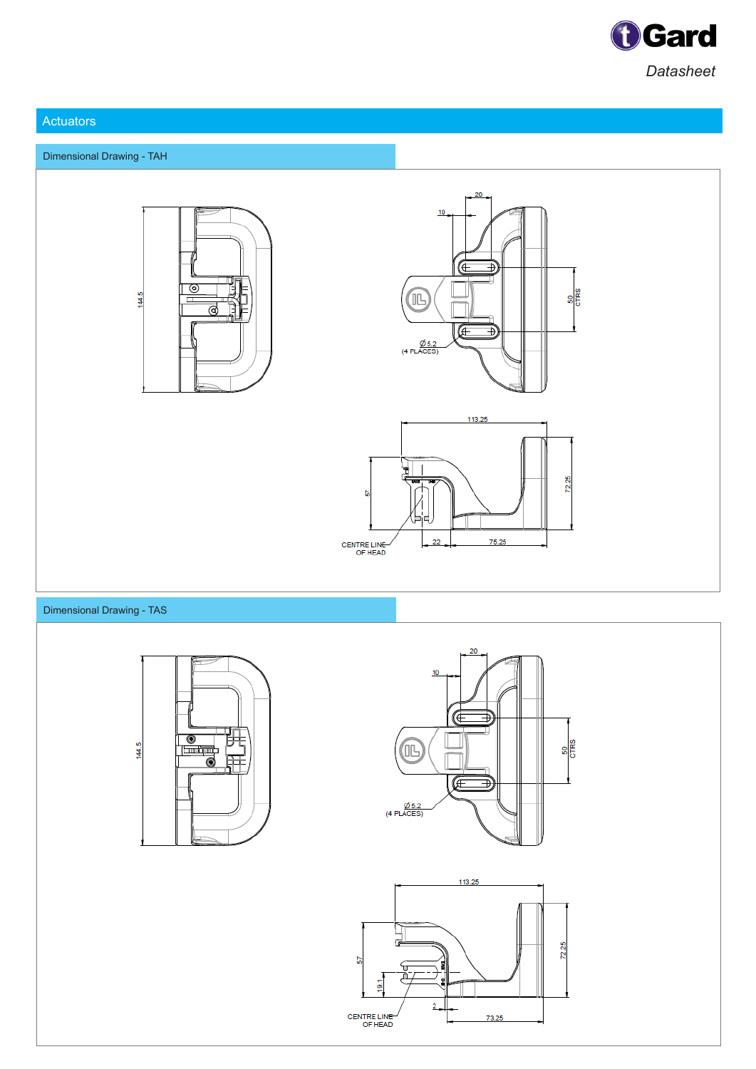## Actuators

### Dimensional Drawing - TAH

144.5

20

10

50 CTRS

Ø 5.2 (4 PLACES)

113.25

57

72.25

CENTRE LINE OF HEAD

22

75.25

### Dimensional Drawing - TAS

144.5

20

10

50 CTRS

Ø 5.2 (4 PLACES)

113.25

57

19.1

72.25

CENTRE LINE OF HEAD

2

73.25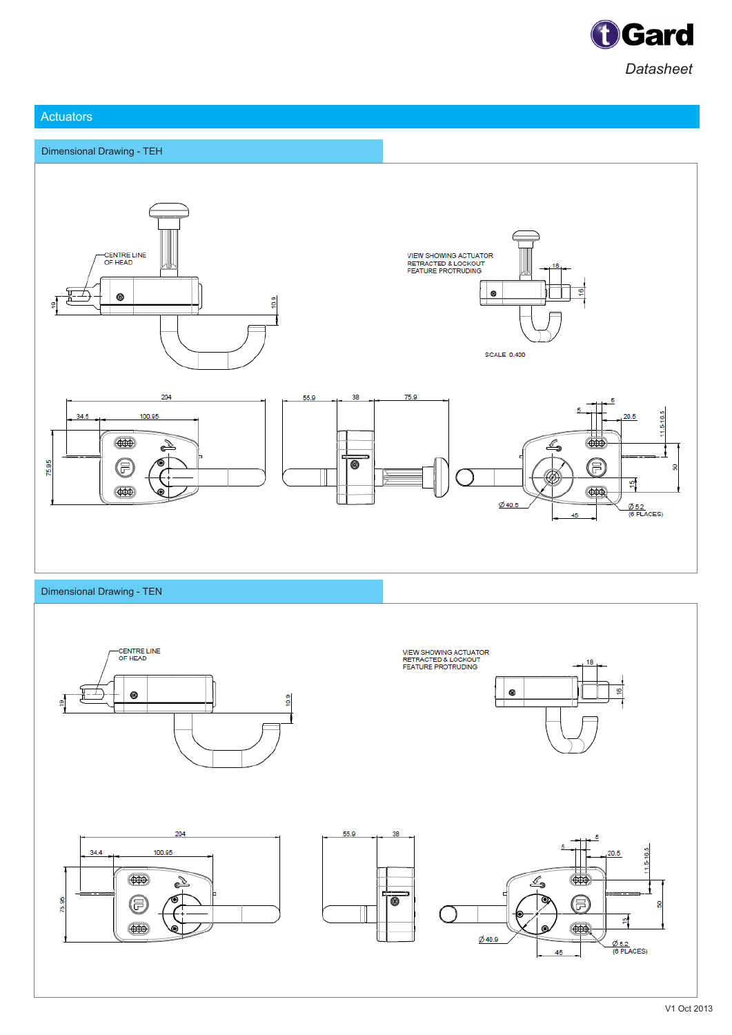*Datasheet*

# Actuators

## Dimensional Drawing - TEH

CENTRE LINE OF HEAD

19

10.9

VIEW SHOWING ACTUATOR RETRACTED & LOCKOUT FEATURE PROTRUDING

18

16

SCALE 0.400

204

34.5

100.85

75.95

55.9

38

75.9

5

5

20.5

11.5-16.5

50

15

Ø 40.5

45

Ø 5.2 (6 PLACES)

## Dimensional Drawing - TEN

CENTRE LINE OF HEAD

19

10.9

VIEW SHOWING ACTUATOR RETRACTED & LOCKOUT FEATURE PROTRUDING

18

16

204

34.4

100.85

75.95

55.9

38

5

5

20.5

11.5-16.5

50

15

Ø 40.9

45

Ø 5.2 (6 PLACES)

V1 Oct 2013